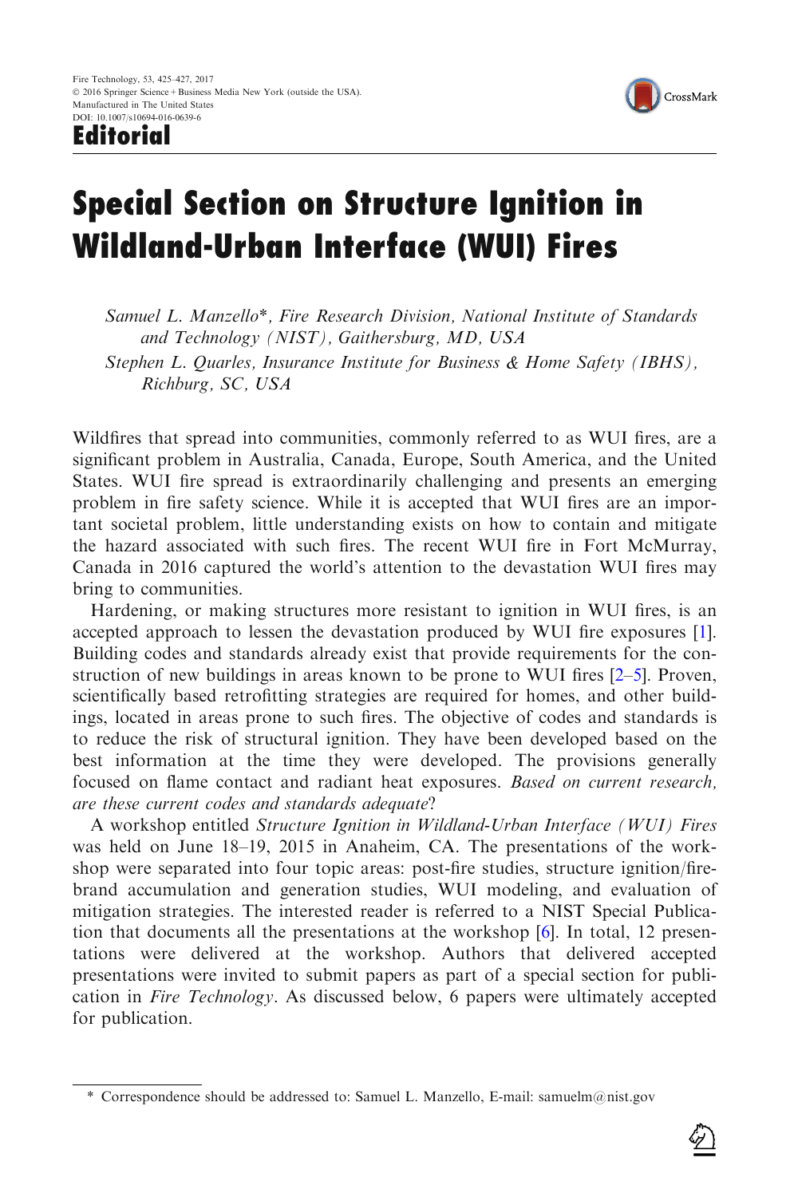# Editorial

# Special Section on Structure Ignition in Wildland-Urban Interface (WUI) Fires

*Samuel L. Manzello\*, Fire Research Division, National Institute of Standards and Technology (NIST), Gaithersburg, MD, USA*

*Stephen L. Quarles, Insurance Institute for Business & Home Safety (IBHS), Richburg, SC, USA*

Wildfires that spread into communities, commonly referred to as WUI fires, are a significant problem in Australia, Canada, Europe, South America, and the United States. WUI fire spread is extraordinarily challenging and presents an emerging problem in fire safety science. While it is accepted that WUI fires are an important societal problem, little understanding exists on how to contain and mitigate the hazard associated with such fires. The recent WUI fire in Fort McMurray, Canada in 2016 captured the world's attention to the devastation WUI fires may bring to communities.

Hardening, or making structures more resistant to ignition in WUI fires, is an accepted approach to lessen the devastation produced by WUI fire exposures [1]. Building codes and standards already exist that provide requirements for the construction of new buildings in areas known to be prone to WUI fires [2–5]. Proven, scientifically based retrofitting strategies are required for homes, and other buildings, located in areas prone to such fires. The objective of codes and standards is to reduce the risk of structural ignition. They have been developed based on the best information at the time they were developed. The provisions generally focused on flame contact and radiant heat exposures. *Based on current research, are these current codes and standards adequate*?

A workshop entitled *Structure Ignition in Wildland-Urban Interface (WUI) Fires* was held on June 18–19, 2015 in Anaheim, CA. The presentations of the workshop were separated into four topic areas: post-fire studies, structure ignition/firebrand accumulation and generation studies, WUI modeling, and evaluation of mitigation strategies. The interested reader is referred to a NIST Special Publication that documents all the presentations at the workshop [6]. In total, 12 presentations were delivered at the workshop. Authors that delivered accepted presentations were invited to submit papers as part of a special section for publication in *Fire Technology*. As discussed below, 6 papers were ultimately accepted for publication.

\* Correspondence should be addressed to: Samuel L. Manzello, E-mail: samuelm@nist.gov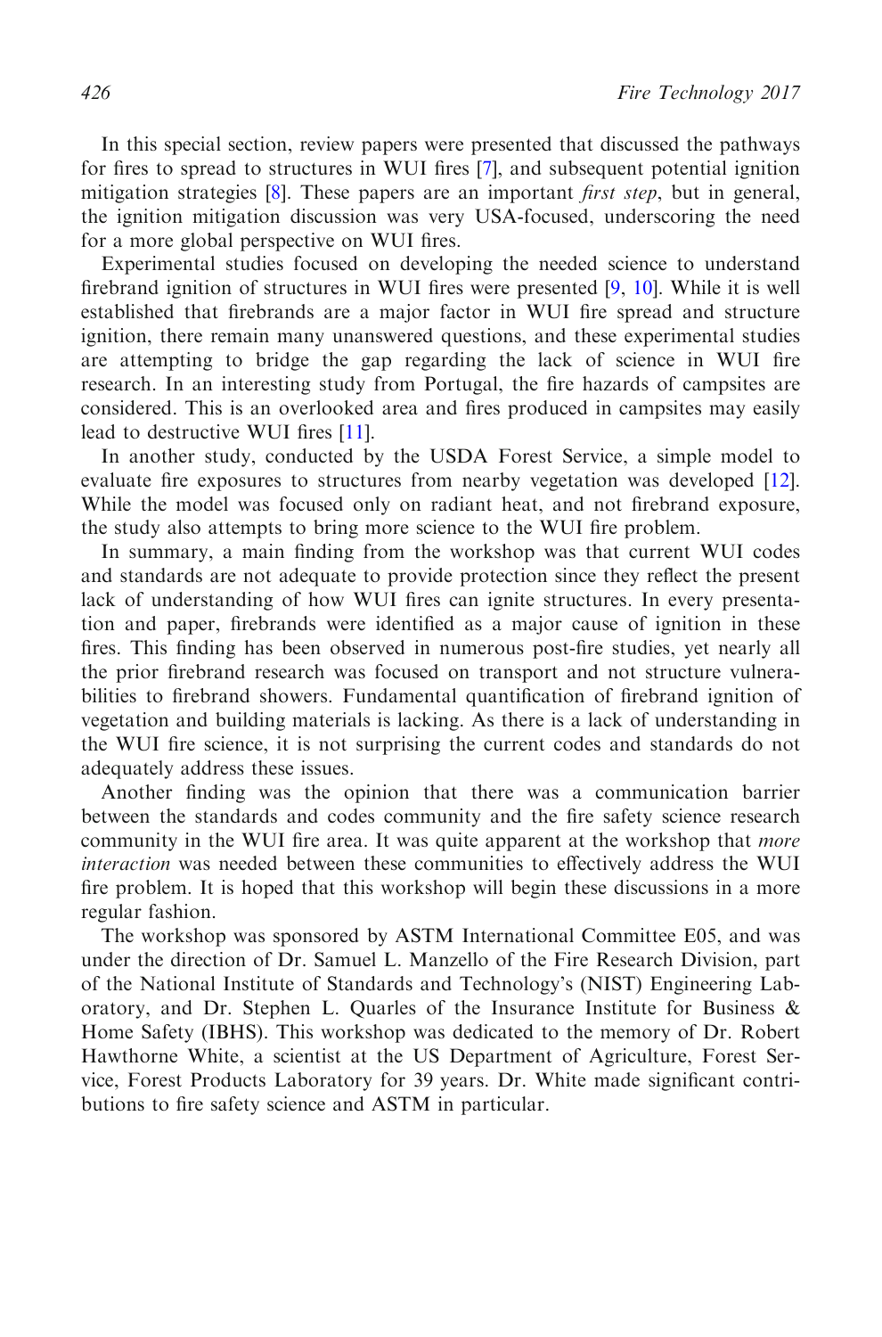In this special section, review papers were presented that discussed the pathways for fires to spread to structures in WUI fires [7], and subsequent potential ignition mitigation strategies [8]. These papers are an important *first step*, but in general, the ignition mitigation discussion was very USA-focused, underscoring the need for a more global perspective on WUI fires.

Experimental studies focused on developing the needed science to understand firebrand ignition of structures in WUI fires were presented [9, 10]. While it is well established that firebrands are a major factor in WUI fire spread and structure ignition, there remain many unanswered questions, and these experimental studies are attempting to bridge the gap regarding the lack of science in WUI fire research. In an interesting study from Portugal, the fire hazards of campsites are considered. This is an overlooked area and fires produced in campsites may easily lead to destructive WUI fires [11].

In another study, conducted by the USDA Forest Service, a simple model to evaluate fire exposures to structures from nearby vegetation was developed [12]. While the model was focused only on radiant heat, and not firebrand exposure, the study also attempts to bring more science to the WUI fire problem.

In summary, a main finding from the workshop was that current WUI codes and standards are not adequate to provide protection since they reflect the present lack of understanding of how WUI fires can ignite structures. In every presentation and paper, firebrands were identified as a major cause of ignition in these fires. This finding has been observed in numerous post-fire studies, yet nearly all the prior firebrand research was focused on transport and not structure vulnerabilities to firebrand showers. Fundamental quantification of firebrand ignition of vegetation and building materials is lacking. As there is a lack of understanding in the WUI fire science, it is not surprising the current codes and standards do not adequately address these issues.

Another finding was the opinion that there was a communication barrier between the standards and codes community and the fire safety science research community in the WUI fire area. It was quite apparent at the workshop that *more interaction* was needed between these communities to effectively address the WUI fire problem. It is hoped that this workshop will begin these discussions in a more regular fashion.

The workshop was sponsored by ASTM International Committee E05, and was under the direction of Dr. Samuel L. Manzello of the Fire Research Division, part of the National Institute of Standards and Technology's (NIST) Engineering Laboratory, and Dr. Stephen L. Quarles of the Insurance Institute for Business & Home Safety (IBHS). This workshop was dedicated to the memory of Dr. Robert Hawthorne White, a scientist at the US Department of Agriculture, Forest Service, Forest Products Laboratory for 39 years. Dr. White made significant contributions to fire safety science and ASTM in particular.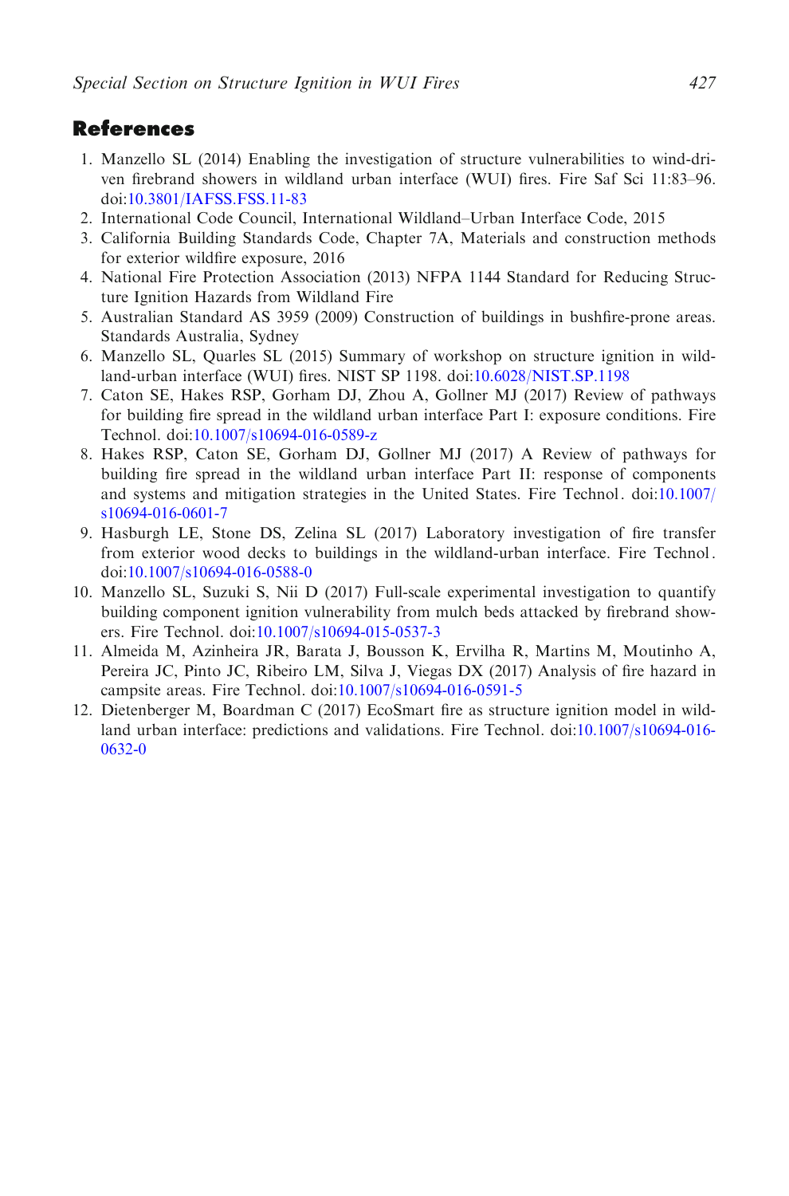## References

1. Manzello SL (2014) Enabling the investigation of structure vulnerabilities to wind-driven firebrand showers in wildland urban interface (WUI) fires. Fire Saf Sci 11:83–96. doi:10.3801/IAFSS.FSS.11-83
2. International Code Council, International Wildland–Urban Interface Code, 2015
3. California Building Standards Code, Chapter 7A, Materials and construction methods for exterior wildfire exposure, 2016
4. National Fire Protection Association (2013) NFPA 1144 Standard for Reducing Structure Ignition Hazards from Wildland Fire
5. Australian Standard AS 3959 (2009) Construction of buildings in bushfire-prone areas. Standards Australia, Sydney
6. Manzello SL, Quarles SL (2015) Summary of workshop on structure ignition in wildland-urban interface (WUI) fires. NIST SP 1198. doi:10.6028/NIST.SP.1198
7. Caton SE, Hakes RSP, Gorham DJ, Zhou A, Gollner MJ (2017) Review of pathways for building fire spread in the wildland urban interface Part I: exposure conditions. Fire Technol. doi:10.1007/s10694-016-0589-z
8. Hakes RSP, Caton SE, Gorham DJ, Gollner MJ (2017) A Review of pathways for building fire spread in the wildland urban interface Part II: response of components and systems and mitigation strategies in the United States. Fire Technol. doi:10.1007/s10694-016-0601-7
9. Hasburgh LE, Stone DS, Zelina SL (2017) Laboratory investigation of fire transfer from exterior wood decks to buildings in the wildland-urban interface. Fire Technol. doi:10.1007/s10694-016-0588-0
10. Manzello SL, Suzuki S, Nii D (2017) Full-scale experimental investigation to quantify building component ignition vulnerability from mulch beds attacked by firebrand showers. Fire Technol. doi:10.1007/s10694-015-0537-3
11. Almeida M, Azinheira JR, Barata J, Bousson K, Ervilha R, Martins M, Moutinho A, Pereira JC, Pinto JC, Ribeiro LM, Silva J, Viegas DX (2017) Analysis of fire hazard in campsite areas. Fire Technol. doi:10.1007/s10694-016-0591-5
12. Dietenberger M, Boardman C (2017) EcoSmart fire as structure ignition model in wildland urban interface: predictions and validations. Fire Technol. doi:10.1007/s10694-016-0632-0